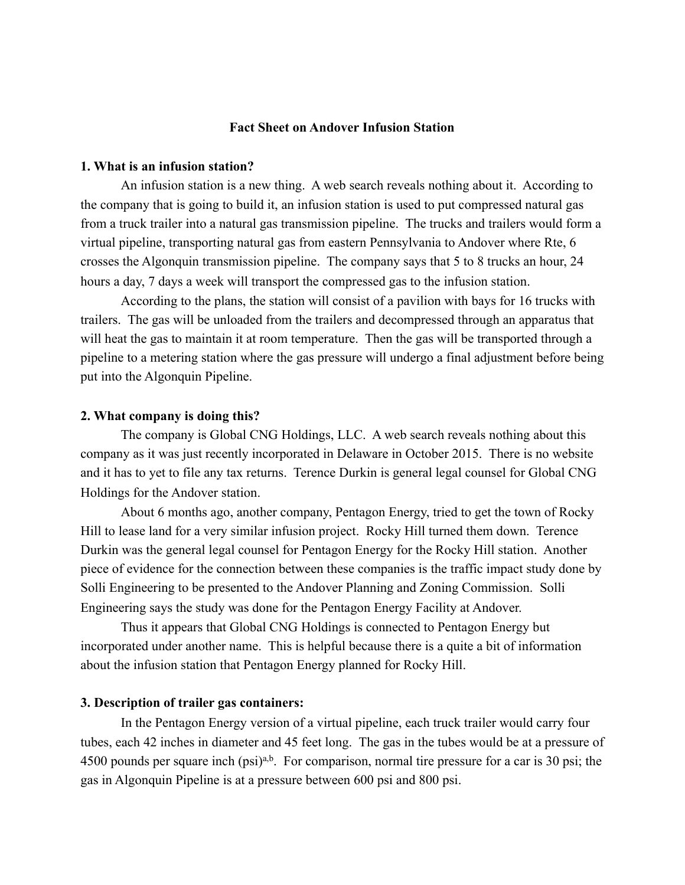# Fact Sheet on Andover Infusion Station

## 1. What is an infusion station?

An infusion station is a new thing. A web search reveals nothing about it. According to the company that is going to build it, an infusion station is used to put compressed natural gas from a truck trailer into a natural gas transmission pipeline. The trucks and trailers would form a virtual pipeline, transporting natural gas from eastern Pennsylvania to Andover where Rte, 6 crosses the Algonquin transmission pipeline. The company says that 5 to 8 trucks an hour, 24 hours a day, 7 days a week will transport the compressed gas to the infusion station.

According to the plans, the station will consist of a pavilion with bays for 16 trucks with trailers. The gas will be unloaded from the trailers and decompressed through an apparatus that will heat the gas to maintain it at room temperature. Then the gas will be transported through a pipeline to a metering station where the gas pressure will undergo a final adjustment before being put into the Algonquin Pipeline.

## 2. What company is doing this?

The company is Global CNG Holdings, LLC. A web search reveals nothing about this company as it was just recently incorporated in Delaware in October 2015. There is no website and it has to yet to file any tax returns. Terence Durkin is general legal counsel for Global CNG Holdings for the Andover station.

About 6 months ago, another company, Pentagon Energy, tried to get the town of Rocky Hill to lease land for a very similar infusion project. Rocky Hill turned them down. Terence Durkin was the general legal counsel for Pentagon Energy for the Rocky Hill station. Another piece of evidence for the connection between these companies is the traffic impact study done by Solli Engineering to be presented to the Andover Planning and Zoning Commission. Solli Engineering says the study was done for the Pentagon Energy Facility at Andover.

Thus it appears that Global CNG Holdings is connected to Pentagon Energy but incorporated under another name. This is helpful because there is a quite a bit of information about the infusion station that Pentagon Energy planned for Rocky Hill.

## 3. Description of trailer gas containers:

In the Pentagon Energy version of a virtual pipeline, each truck trailer would carry four tubes, each 42 inches in diameter and 45 feet long. The gas in the tubes would be at a pressure of 4500 pounds per square inch (psi)[a,b]. For comparison, normal tire pressure for a car is 30 psi; the gas in Algonquin Pipeline is at a pressure between 600 psi and 800 psi.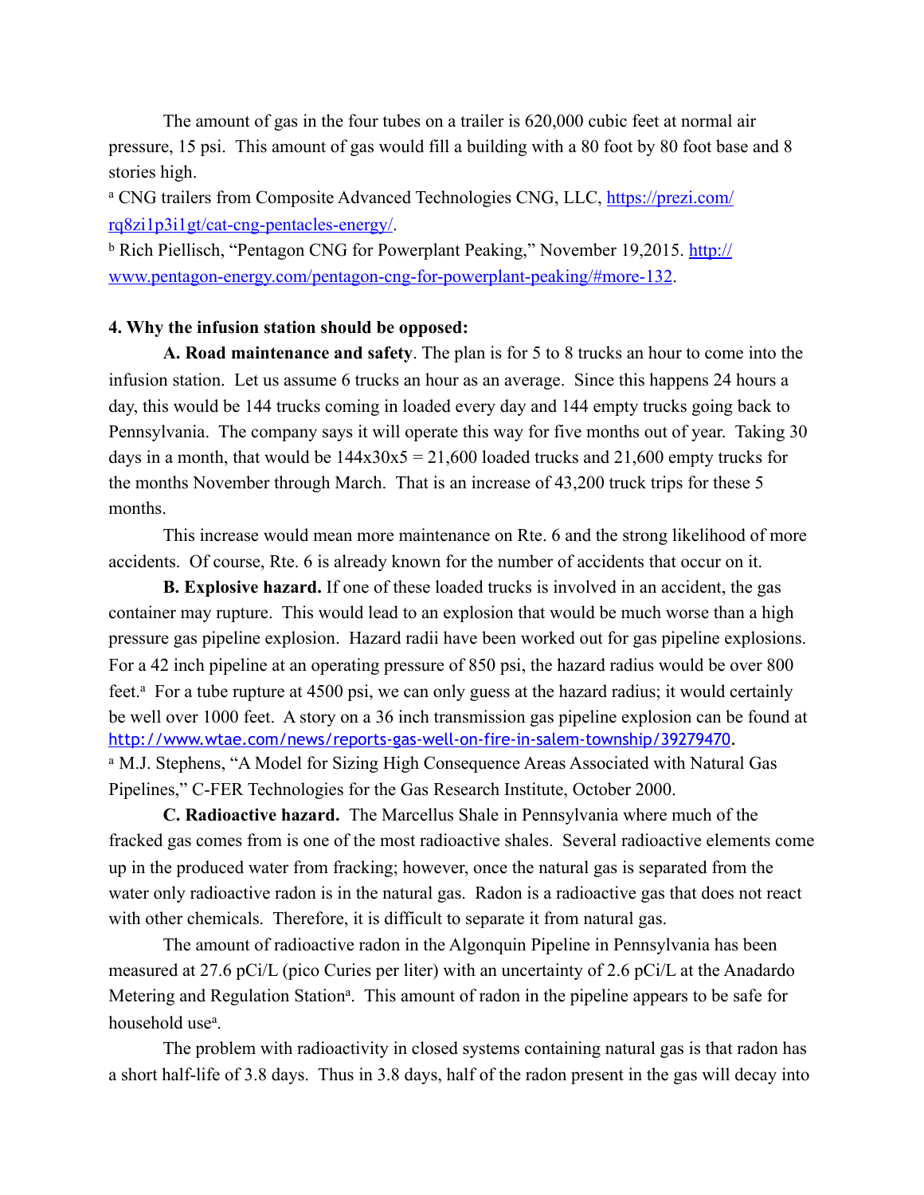The amount of gas in the four tubes on a trailer is 620,000 cubic feet at normal air pressure, 15 psi. This amount of gas would fill a building with a 80 foot by 80 foot base and 8 stories high.

[a] CNG trailers from Composite Advanced Technologies CNG, LLC, https://prezi.com/rq8zi1p3i1gt/cat-cng-pentacles-energy/.

[b] Rich Piellisch, "Pentagon CNG for Powerplant Peaking," November 19,2015. http://www.pentagon-energy.com/pentagon-cng-for-powerplant-peaking/#more-132.

**4. Why the infusion station should be opposed:**

**A. Road maintenance and safety**. The plan is for 5 to 8 trucks an hour to come into the infusion station. Let us assume 6 trucks an hour as an average. Since this happens 24 hours a day, this would be 144 trucks coming in loaded every day and 144 empty trucks going back to Pennsylvania. The company says it will operate this way for five months out of year. Taking 30 days in a month, that would be 144x30x5 = 21,600 loaded trucks and 21,600 empty trucks for the months November through March. That is an increase of 43,200 truck trips for these 5 months.

This increase would mean more maintenance on Rte. 6 and the strong likelihood of more accidents. Of course, Rte. 6 is already known for the number of accidents that occur on it.

**B. Explosive hazard.** If one of these loaded trucks is involved in an accident, the gas container may rupture. This would lead to an explosion that would be much worse than a high pressure gas pipeline explosion. Hazard radii have been worked out for gas pipeline explosions. For a 42 inch pipeline at an operating pressure of 850 psi, the hazard radius would be over 800 feet.[a] For a tube rupture at 4500 psi, we can only guess at the hazard radius; it would certainly be well over 1000 feet. A story on a 36 inch transmission gas pipeline explosion can be found at http://www.wtae.com/news/reports-gas-well-on-fire-in-salem-township/39279470.

[a] M.J. Stephens, "A Model for Sizing High Consequence Areas Associated with Natural Gas Pipelines," C-FER Technologies for the Gas Research Institute, October 2000.

**C. Radioactive hazard.** The Marcellus Shale in Pennsylvania where much of the fracked gas comes from is one of the most radioactive shales. Several radioactive elements come up in the produced water from fracking; however, once the natural gas is separated from the water only radioactive radon is in the natural gas. Radon is a radioactive gas that does not react with other chemicals. Therefore, it is difficult to separate it from natural gas.

The amount of radioactive radon in the Algonquin Pipeline in Pennsylvania has been measured at 27.6 pCi/L (pico Curies per liter) with an uncertainty of 2.6 pCi/L at the Anadardo Metering and Regulation Station[a]. This amount of radon in the pipeline appears to be safe for household use[a].

The problem with radioactivity in closed systems containing natural gas is that radon has a short half-life of 3.8 days. Thus in 3.8 days, half of the radon present in the gas will decay into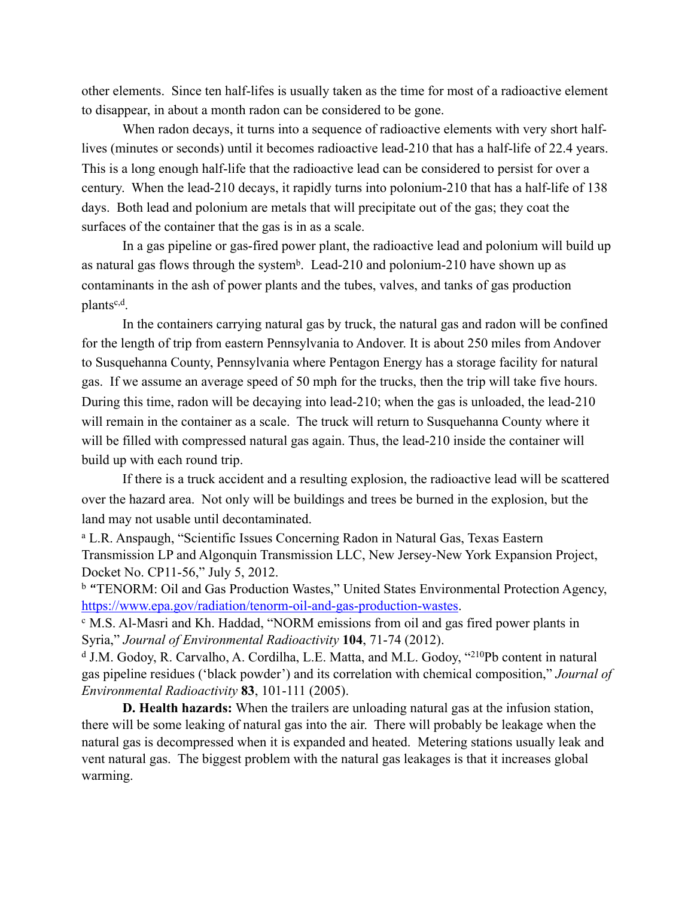other elements. Since ten half-lifes is usually taken as the time for most of a radioactive element to disappear, in about a month radon can be considered to be gone.

When radon decays, it turns into a sequence of radioactive elements with very short half-lives (minutes or seconds) until it becomes radioactive lead-210 that has a half-life of 22.4 years. This is a long enough half-life that the radioactive lead can be considered to persist for over a century. When the lead-210 decays, it rapidly turns into polonium-210 that has a half-life of 138 days. Both lead and polonium are metals that will precipitate out of the gas; they coat the surfaces of the container that the gas is in as a scale.

In a gas pipeline or gas-fired power plant, the radioactive lead and polonium will build up as natural gas flows through the system[b]. Lead-210 and polonium-210 have shown up as contaminants in the ash of power plants and the tubes, valves, and tanks of gas production plants[c,d].

In the containers carrying natural gas by truck, the natural gas and radon will be confined for the length of trip from eastern Pennsylvania to Andover. It is about 250 miles from Andover to Susquehanna County, Pennsylvania where Pentagon Energy has a storage facility for natural gas. If we assume an average speed of 50 mph for the trucks, then the trip will take five hours. During this time, radon will be decaying into lead-210; when the gas is unloaded, the lead-210 will remain in the container as a scale. The truck will return to Susquehanna County where it will be filled with compressed natural gas again. Thus, the lead-210 inside the container will build up with each round trip.

If there is a truck accident and a resulting explosion, the radioactive lead will be scattered over the hazard area. Not only will be buildings and trees be burned in the explosion, but the land may not usable until decontaminated.

[a] L.R. Anspaugh, "Scientific Issues Concerning Radon in Natural Gas, Texas Eastern Transmission LP and Algonquin Transmission LLC, New Jersey-New York Expansion Project, Docket No. CP11-56," July 5, 2012.

[b] "TENORM: Oil and Gas Production Wastes," United States Environmental Protection Agency, https://www.epa.gov/radiation/tenorm-oil-and-gas-production-wastes.

[c] M.S. Al-Masri and Kh. Haddad, "NORM emissions from oil and gas fired power plants in Syria," *Journal of Environmental Radioactivity* **104**, 71-74 (2012).

[d] J.M. Godoy, R. Carvalho, A. Cordilha, L.E. Matta, and M.L. Godoy, "$^{210}$Pb content in natural gas pipeline residues ('black powder') and its correlation with chemical composition," *Journal of Environmental Radioactivity* **83**, 101-111 (2005).

**D. Health hazards:** When the trailers are unloading natural gas at the infusion station, there will be some leaking of natural gas into the air. There will probably be leakage when the natural gas is decompressed when it is expanded and heated. Metering stations usually leak and vent natural gas. The biggest problem with the natural gas leakages is that it increases global warming.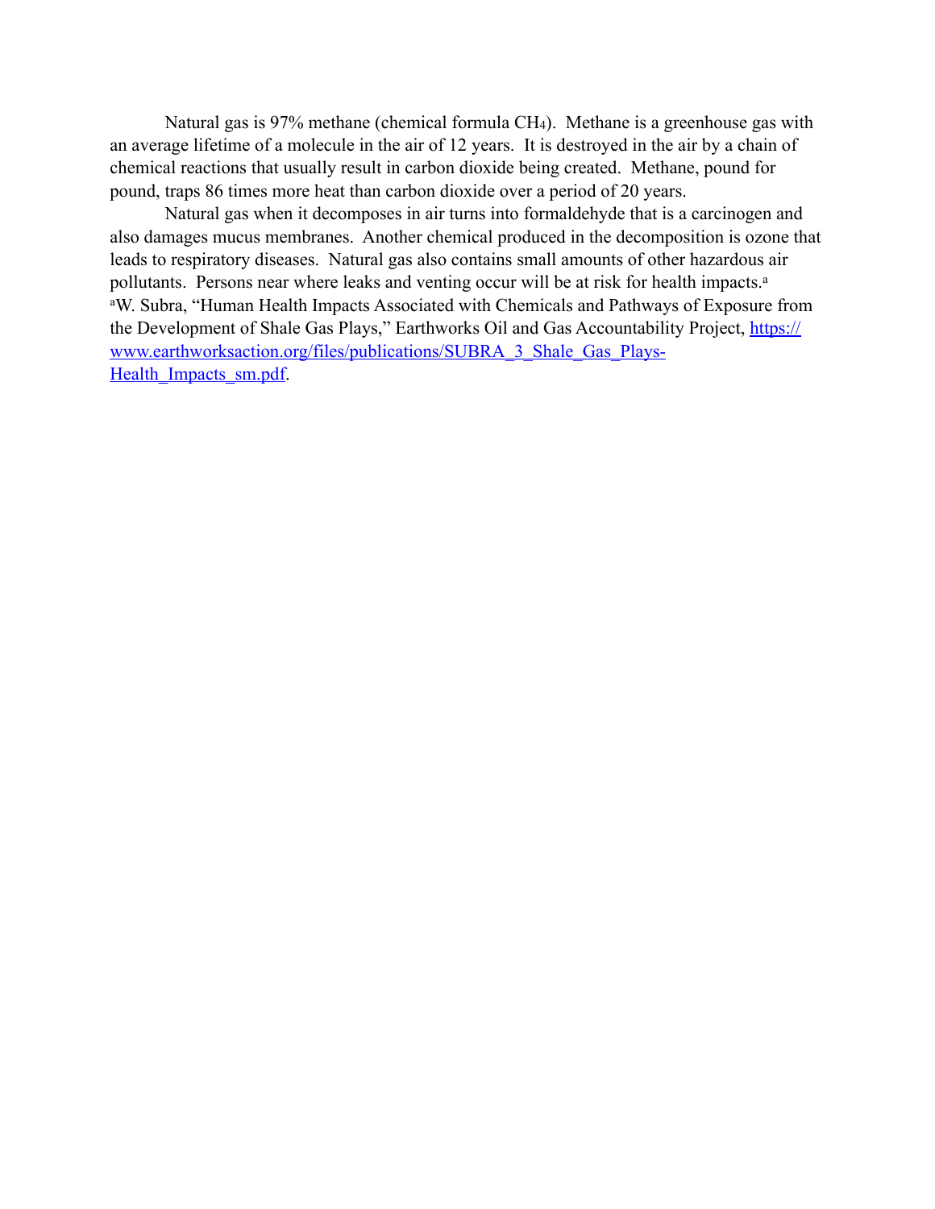Natural gas is 97% methane (chemical formula $CH_4$). Methane is a greenhouse gas with an average lifetime of a molecule in the air of 12 years. It is destroyed in the air by a chain of chemical reactions that usually result in carbon dioxide being created. Methane, pound for pound, traps 86 times more heat than carbon dioxide over a period of 20 years.

Natural gas when it decomposes in air turns into formaldehyde that is a carcinogen and also damages mucus membranes. Another chemical produced in the decomposition is ozone that leads to respiratory diseases. Natural gas also contains small amounts of other hazardous air pollutants. Persons near where leaks and venting occur will be at risk for health impacts.[a]

[a]W. Subra, "Human Health Impacts Associated with Chemicals and Pathways of Exposure from the Development of Shale Gas Plays," Earthworks Oil and Gas Accountability Project, [https://www.earthworksaction.org/files/publications/SUBRA_3_Shale_Gas_Plays-Health_Impacts_sm.pdf](https://www.earthworksaction.org/files/publications/SUBRA_3_Shale_Gas_Plays-Health_Impacts_sm.pdf).